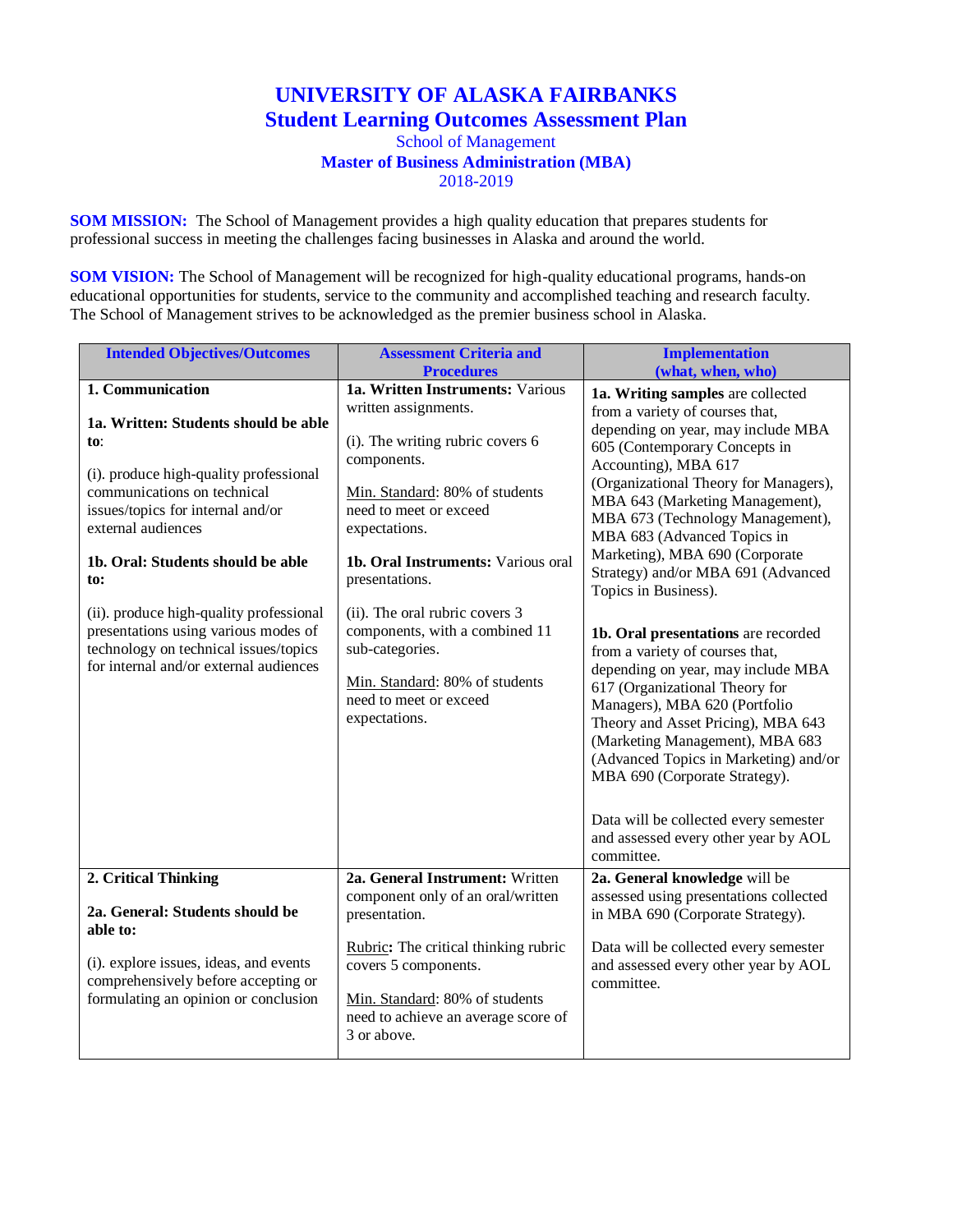# UNIVERSITY OF ALASKA FAIRBANKS
## Student Learning Outcomes Assessment Plan
School of Management
**Master of Business Administration (MBA)**
2018-2019

**SOM MISSION:** The School of Management provides a high quality education that prepares students for professional success in meeting the challenges facing businesses in Alaska and around the world.

**SOM VISION:** The School of Management will be recognized for high-quality educational programs, hands-on educational opportunities for students, service to the community and accomplished teaching and research faculty. The School of Management strives to be acknowledged as the premier business school in Alaska.

| Intended Objectives/Outcomes | Assessment Criteria and Procedures | Implementation (what, when, who) |
|---|---|---|
| **1. Communication**<br><br>**1a. Written: Students should be able to**:<br><br>(i). produce high-quality professional communications on technical issues/topics for internal and/or external audiences<br><br>**1b. Oral: Students should be able to:**<br><br>(ii). produce high-quality professional presentations using various modes of technology on technical issues/topics for internal and/or external audiences | **1a. Written Instruments:** Various written assignments.<br><br>(i). The writing rubric covers 6 components.<br><br>Min. Standard: 80% of students need to meet or exceed expectations.<br><br>**1b. Oral Instruments:** Various oral presentations.<br><br>(ii). The oral rubric covers 3 components, with a combined 11 sub-categories.<br><br>Min. Standard: 80% of students need to meet or exceed expectations. | **1a. Writing samples** are collected from a variety of courses that, depending on year, may include MBA 605 (Contemporary Concepts in Accounting), MBA 617 (Organizational Theory for Managers), MBA 643 (Marketing Management), MBA 673 (Technology Management), MBA 683 (Advanced Topics in Marketing), MBA 690 (Corporate Strategy) and/or MBA 691 (Advanced Topics in Business).<br><br>**1b. Oral presentations** are recorded from a variety of courses that, depending on year, may include MBA 617 (Organizational Theory for Managers), MBA 620 (Portfolio Theory and Asset Pricing), MBA 643 (Marketing Management), MBA 683 (Advanced Topics in Marketing) and/or MBA 690 (Corporate Strategy).<br><br>Data will be collected every semester and assessed every other year by AOL committee. |
| **2. Critical Thinking**<br><br>**2a. General: Students should be able to:**<br><br>(i). explore issues, ideas, and events comprehensively before accepting or formulating an opinion or conclusion | **2a. General Instrument:** Written component only of an oral/written presentation.<br><br>Rubric**:** The critical thinking rubric covers 5 components.<br><br>Min. Standard: 80% of students need to achieve an average score of 3 or above. | **2a. General knowledge** will be assessed using presentations collected in MBA 690 (Corporate Strategy).<br><br>Data will be collected every semester and assessed every other year by AOL committee. |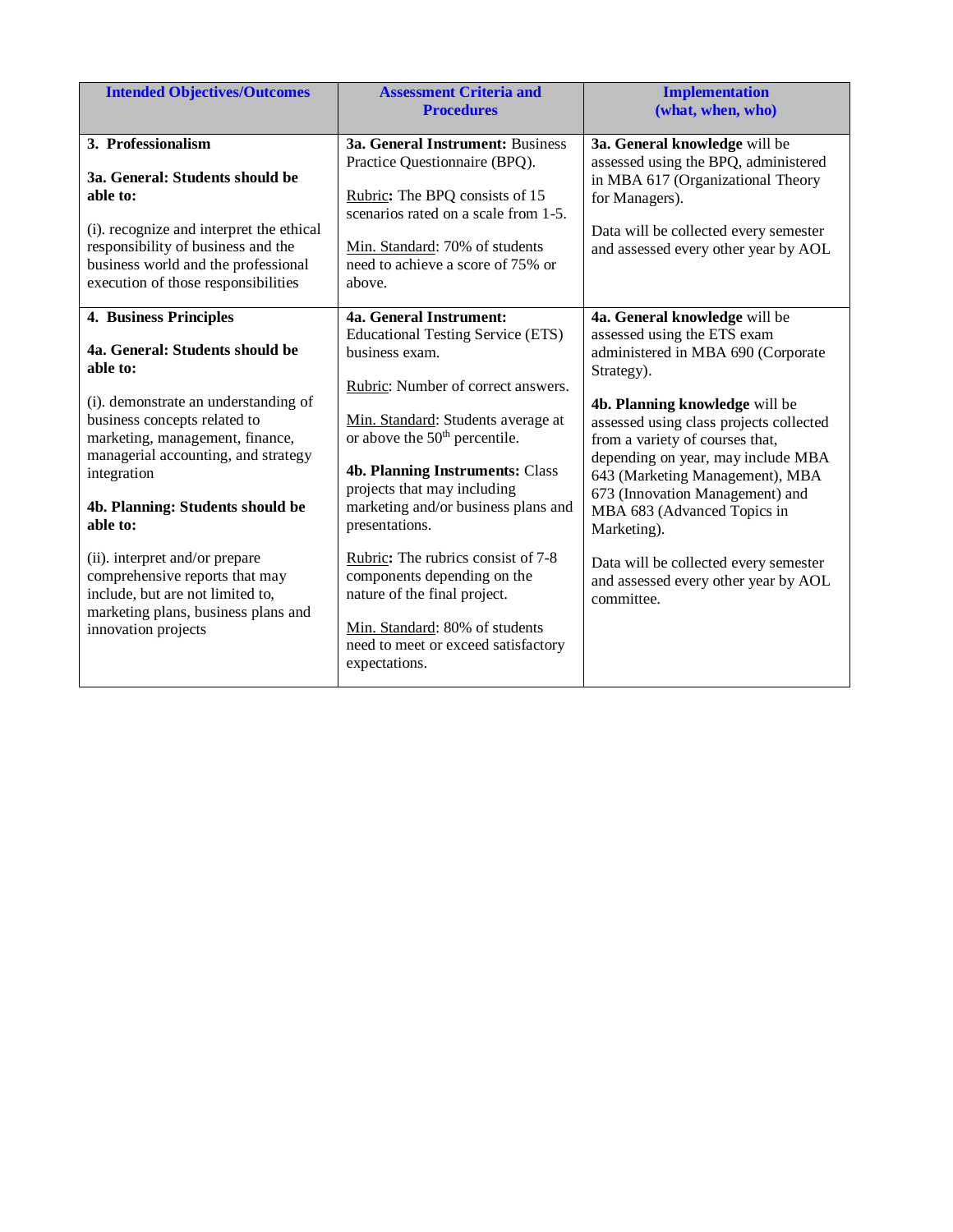| Intended Objectives/Outcomes | Assessment Criteria and Procedures | Implementation (what, when, who) |
|---|---|---|
| **3. Professionalism**<br><br>**3a. General: Students should be able to:**<br><br>(i). recognize and interpret the ethical responsibility of business and the business world and the professional execution of those responsibilities | **3a. General Instrument:** Business Practice Questionnaire (BPQ).<br><br>Rubric**:** The BPQ consists of 15 scenarios rated on a scale from 1-5.<br><br>Min. Standard: 70% of students need to achieve a score of 75% or above. | **3a. General knowledge** will be assessed using the BPQ, administered in MBA 617 (Organizational Theory for Managers).<br><br>Data will be collected every semester and assessed every other year by AOL |
| **4. Business Principles**<br><br>**4a. General: Students should be able to:**<br><br>(i). demonstrate an understanding of business concepts related to marketing, management, finance, managerial accounting, and strategy integration<br><br>**4b. Planning: Students should be able to:**<br><br>(ii). interpret and/or prepare comprehensive reports that may include, but are not limited to, marketing plans, business plans and innovation projects | **4a. General Instrument:** Educational Testing Service (ETS) business exam.<br><br>Rubric: Number of correct answers.<br><br>Min. Standard: Students average at or above the 50th percentile.<br><br>**4b. Planning Instruments:** Class projects that may including marketing and/or business plans and presentations.<br><br>Rubric**:** The rubrics consist of 7-8 components depending on the nature of the final project.<br><br>Min. Standard: 80% of students need to meet or exceed satisfactory expectations. | **4a. General knowledge** will be assessed using the ETS exam administered in MBA 690 (Corporate Strategy).<br><br>**4b. Planning knowledge** will be assessed using class projects collected from a variety of courses that, depending on year, may include MBA 643 (Marketing Management), MBA 673 (Innovation Management) and MBA 683 (Advanced Topics in Marketing).<br><br>Data will be collected every semester and assessed every other year by AOL committee. |